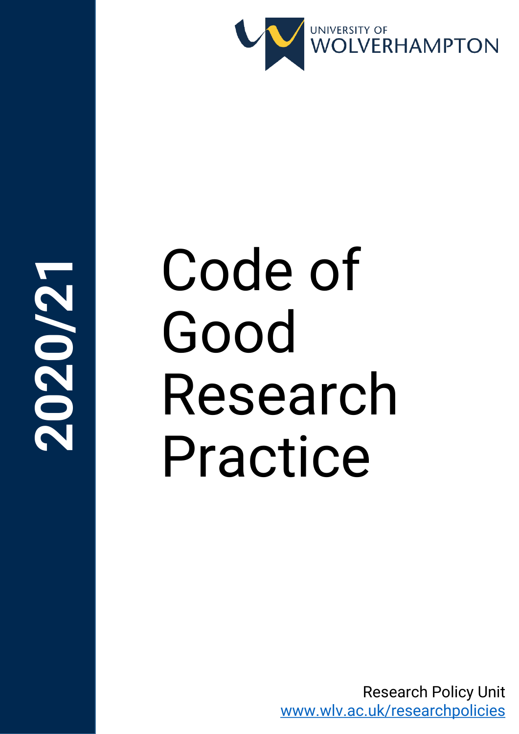UNIVERSITY OF WOLVERHAMPTON

2020/21

# Code of Good Research Practice

Research Policy Unit
www.wlv.ac.uk/researchpolicies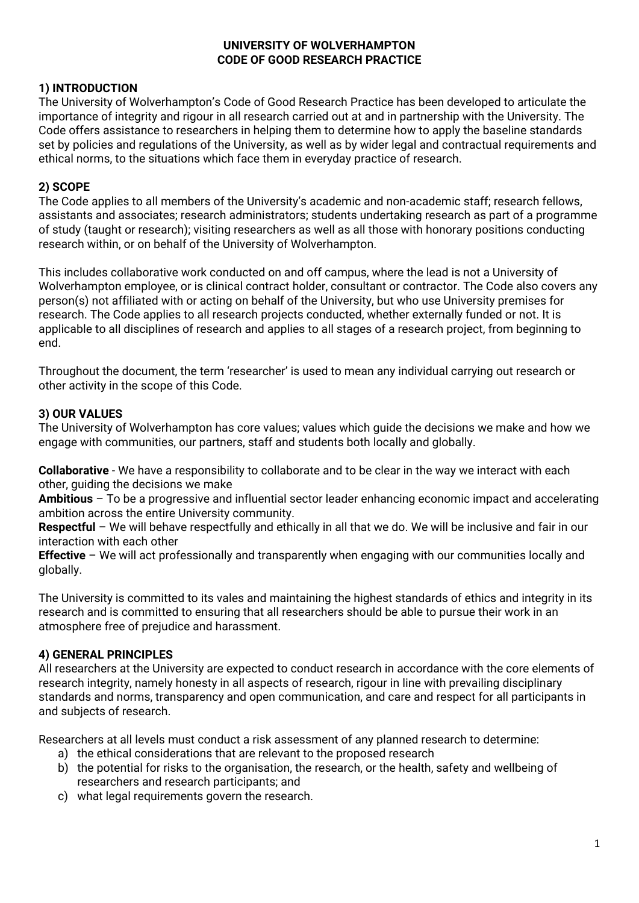# UNIVERSITY OF WOLVERHAMPTON
# CODE OF GOOD RESEARCH PRACTICE

## 1) INTRODUCTION

The University of Wolverhampton's Code of Good Research Practice has been developed to articulate the importance of integrity and rigour in all research carried out at and in partnership with the University. The Code offers assistance to researchers in helping them to determine how to apply the baseline standards set by policies and regulations of the University, as well as by wider legal and contractual requirements and ethical norms, to the situations which face them in everyday practice of research.

## 2) SCOPE

The Code applies to all members of the University's academic and non-academic staff; research fellows, assistants and associates; research administrators; students undertaking research as part of a programme of study (taught or research); visiting researchers as well as all those with honorary positions conducting research within, or on behalf of the University of Wolverhampton.

This includes collaborative work conducted on and off campus, where the lead is not a University of Wolverhampton employee, or is clinical contract holder, consultant or contractor. The Code also covers any person(s) not affiliated with or acting on behalf of the University, but who use University premises for research. The Code applies to all research projects conducted, whether externally funded or not. It is applicable to all disciplines of research and applies to all stages of a research project, from beginning to end.

Throughout the document, the term 'researcher' is used to mean any individual carrying out research or other activity in the scope of this Code.

## 3) OUR VALUES

The University of Wolverhampton has core values; values which guide the decisions we make and how we engage with communities, our partners, staff and students both locally and globally.

**Collaborative** - We have a responsibility to collaborate and to be clear in the way we interact with each other, guiding the decisions we make
**Ambitious** – To be a progressive and influential sector leader enhancing economic impact and accelerating ambition across the entire University community.
**Respectful** – We will behave respectfully and ethically in all that we do. We will be inclusive and fair in our interaction with each other
**Effective** – We will act professionally and transparently when engaging with our communities locally and globally.

The University is committed to its vales and maintaining the highest standards of ethics and integrity in its research and is committed to ensuring that all researchers should be able to pursue their work in an atmosphere free of prejudice and harassment.

## 4) GENERAL PRINCIPLES

All researchers at the University are expected to conduct research in accordance with the core elements of research integrity, namely honesty in all aspects of research, rigour in line with prevailing disciplinary standards and norms, transparency and open communication, and care and respect for all participants in and subjects of research.

Researchers at all levels must conduct a risk assessment of any planned research to determine:

a) the ethical considerations that are relevant to the proposed research
b) the potential for risks to the organisation, the research, or the health, safety and wellbeing of researchers and research participants; and
c) what legal requirements govern the research.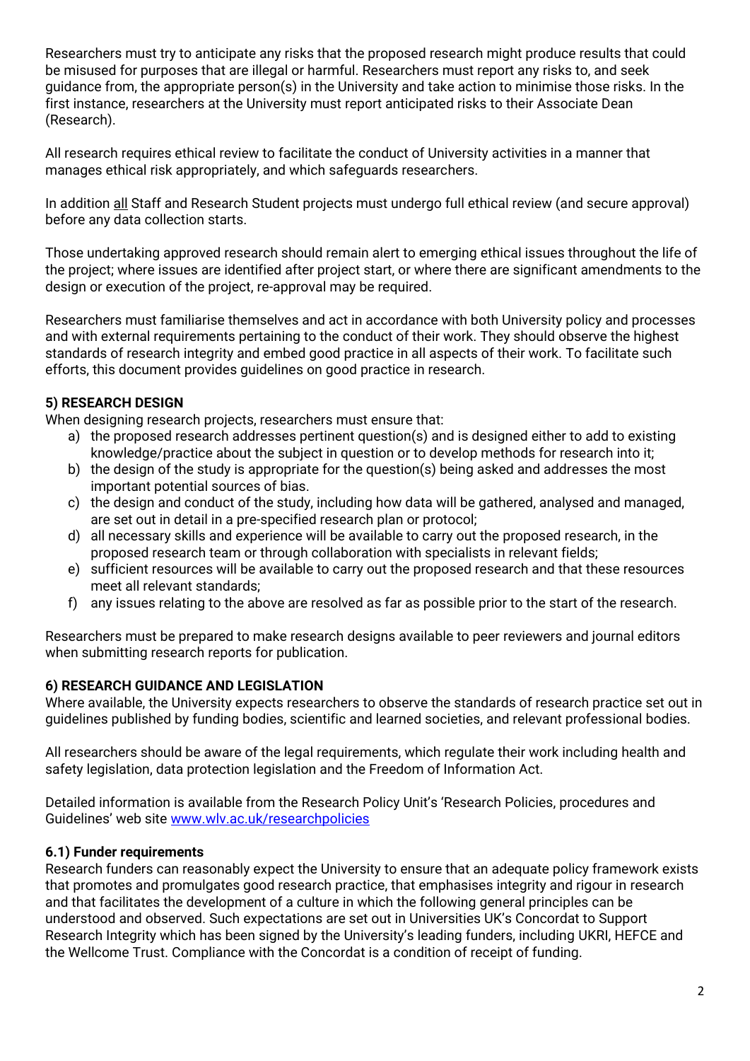Researchers must try to anticipate any risks that the proposed research might produce results that could be misused for purposes that are illegal or harmful. Researchers must report any risks to, and seek guidance from, the appropriate person(s) in the University and take action to minimise those risks. In the first instance, researchers at the University must report anticipated risks to their Associate Dean (Research).

All research requires ethical review to facilitate the conduct of University activities in a manner that manages ethical risk appropriately, and which safeguards researchers.

In addition <u>all</u> Staff and Research Student projects must undergo full ethical review (and secure approval) before any data collection starts.

Those undertaking approved research should remain alert to emerging ethical issues throughout the life of the project; where issues are identified after project start, or where there are significant amendments to the design or execution of the project, re-approval may be required.

Researchers must familiarise themselves and act in accordance with both University policy and processes and with external requirements pertaining to the conduct of their work. They should observe the highest standards of research integrity and embed good practice in all aspects of their work. To facilitate such efforts, this document provides guidelines on good practice in research.

### 5) RESEARCH DESIGN

When designing research projects, researchers must ensure that:

a) the proposed research addresses pertinent question(s) and is designed either to add to existing knowledge/practice about the subject in question or to develop methods for research into it;
b) the design of the study is appropriate for the question(s) being asked and addresses the most important potential sources of bias.
c) the design and conduct of the study, including how data will be gathered, analysed and managed, are set out in detail in a pre-specified research plan or protocol;
d) all necessary skills and experience will be available to carry out the proposed research, in the proposed research team or through collaboration with specialists in relevant fields;
e) sufficient resources will be available to carry out the proposed research and that these resources meet all relevant standards;
f) any issues relating to the above are resolved as far as possible prior to the start of the research.

Researchers must be prepared to make research designs available to peer reviewers and journal editors when submitting research reports for publication.

### 6) RESEARCH GUIDANCE AND LEGISLATION

Where available, the University expects researchers to observe the standards of research practice set out in guidelines published by funding bodies, scientific and learned societies, and relevant professional bodies.

All researchers should be aware of the legal requirements, which regulate their work including health and safety legislation, data protection legislation and the Freedom of Information Act.

Detailed information is available from the Research Policy Unit's 'Research Policies, procedures and Guidelines' web site [www.wlv.ac.uk/researchpolicies](www.wlv.ac.uk/researchpolicies)

#### 6.1) Funder requirements

Research funders can reasonably expect the University to ensure that an adequate policy framework exists that promotes and promulgates good research practice, that emphasises integrity and rigour in research and that facilitates the development of a culture in which the following general principles can be understood and observed. Such expectations are set out in Universities UK's Concordat to Support Research Integrity which has been signed by the University's leading funders, including UKRI, HEFCE and the Wellcome Trust. Compliance with the Concordat is a condition of receipt of funding.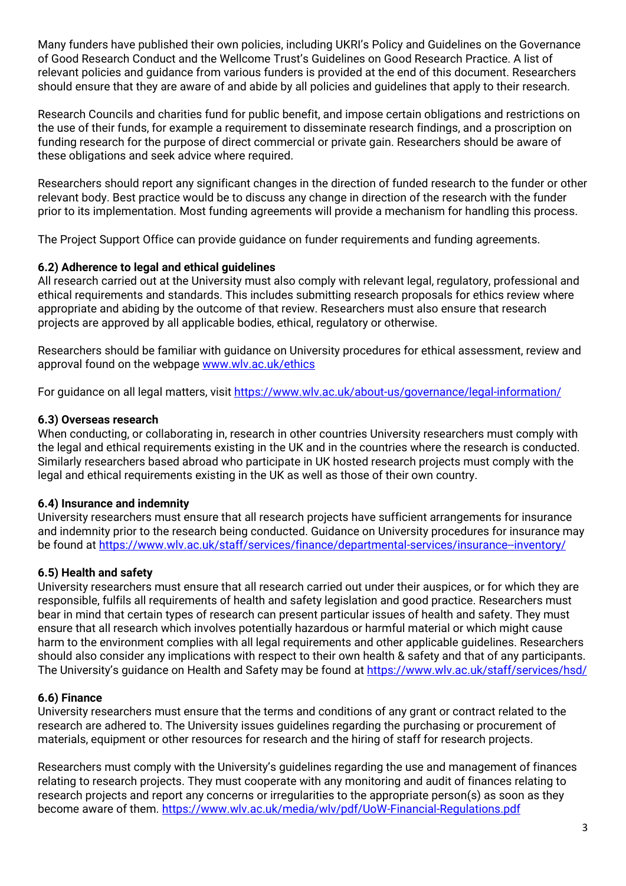Many funders have published their own policies, including UKRI's Policy and Guidelines on the Governance of Good Research Conduct and the Wellcome Trust's Guidelines on Good Research Practice. A list of relevant policies and guidance from various funders is provided at the end of this document. Researchers should ensure that they are aware of and abide by all policies and guidelines that apply to their research.

Research Councils and charities fund for public benefit, and impose certain obligations and restrictions on the use of their funds, for example a requirement to disseminate research findings, and a proscription on funding research for the purpose of direct commercial or private gain. Researchers should be aware of these obligations and seek advice where required.

Researchers should report any significant changes in the direction of funded research to the funder or other relevant body. Best practice would be to discuss any change in direction of the research with the funder prior to its implementation. Most funding agreements will provide a mechanism for handling this process.

The Project Support Office can provide guidance on funder requirements and funding agreements.

**6.2) Adherence to legal and ethical guidelines**

All research carried out at the University must also comply with relevant legal, regulatory, professional and ethical requirements and standards. This includes submitting research proposals for ethics review where appropriate and abiding by the outcome of that review. Researchers must also ensure that research projects are approved by all applicable bodies, ethical, regulatory or otherwise.

Researchers should be familiar with guidance on University procedures for ethical assessment, review and approval found on the webpage [www.wlv.ac.uk/ethics](www.wlv.ac.uk/ethics)

For guidance on all legal matters, visit [https://www.wlv.ac.uk/about-us/governance/legal-information/](https://www.wlv.ac.uk/about-us/governance/legal-information/)

**6.3) Overseas research**

When conducting, or collaborating in, research in other countries University researchers must comply with the legal and ethical requirements existing in the UK and in the countries where the research is conducted. Similarly researchers based abroad who participate in UK hosted research projects must comply with the legal and ethical requirements existing in the UK as well as those of their own country.

**6.4) Insurance and indemnity**

University researchers must ensure that all research projects have sufficient arrangements for insurance and indemnity prior to the research being conducted. Guidance on University procedures for insurance may be found at [https://www.wlv.ac.uk/staff/services/finance/departmental-services/insurance--inventory/](https://www.wlv.ac.uk/staff/services/finance/departmental-services/insurance--inventory/)

**6.5) Health and safety**

University researchers must ensure that all research carried out under their auspices, or for which they are responsible, fulfils all requirements of health and safety legislation and good practice. Researchers must bear in mind that certain types of research can present particular issues of health and safety. They must ensure that all research which involves potentially hazardous or harmful material or which might cause harm to the environment complies with all legal requirements and other applicable guidelines. Researchers should also consider any implications with respect to their own health & safety and that of any participants. The University's guidance on Health and Safety may be found at [https://www.wlv.ac.uk/staff/services/hsd/](https://www.wlv.ac.uk/staff/services/hsd/)

**6.6) Finance**

University researchers must ensure that the terms and conditions of any grant or contract related to the research are adhered to. The University issues guidelines regarding the purchasing or procurement of materials, equipment or other resources for research and the hiring of staff for research projects.

Researchers must comply with the University's guidelines regarding the use and management of finances relating to research projects. They must cooperate with any monitoring and audit of finances relating to research projects and report any concerns or irregularities to the appropriate person(s) as soon as they become aware of them. [https://www.wlv.ac.uk/media/wlv/pdf/UoW-Financial-Regulations.pdf](https://www.wlv.ac.uk/media/wlv/pdf/UoW-Financial-Regulations.pdf)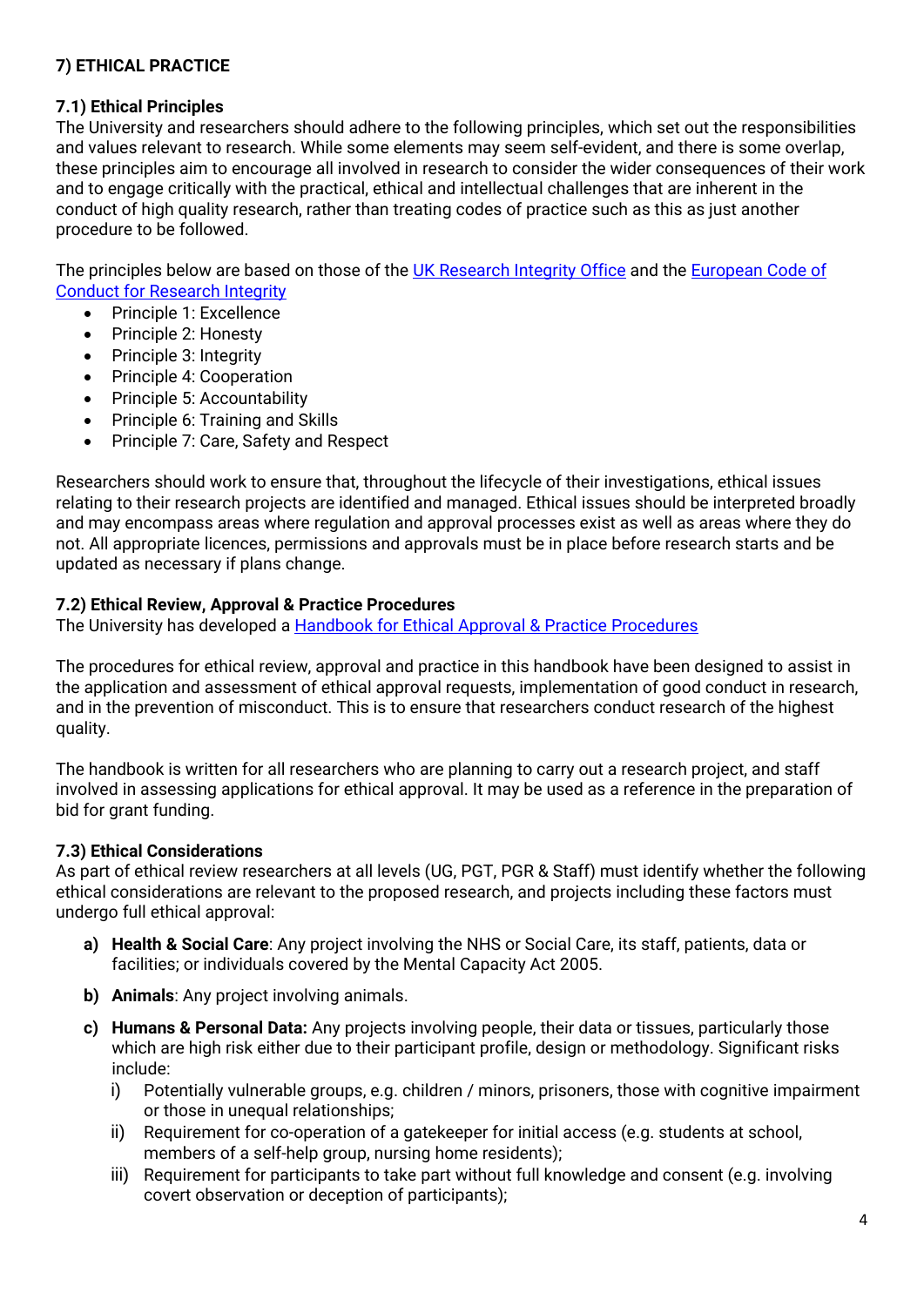## 7) ETHICAL PRACTICE

### 7.1) Ethical Principles

The University and researchers should adhere to the following principles, which set out the responsibilities and values relevant to research. While some elements may seem self-evident, and there is some overlap, these principles aim to encourage all involved in research to consider the wider consequences of their work and to engage critically with the practical, ethical and intellectual challenges that are inherent in the conduct of high quality research, rather than treating codes of practice such as this as just another procedure to be followed.

The principles below are based on those of the [UK Research Integrity Office]() and the [European Code of Conduct for Research Integrity]()

- Principle 1: Excellence
- Principle 2: Honesty
- Principle 3: Integrity
- Principle 4: Cooperation
- Principle 5: Accountability
- Principle 6: Training and Skills
- Principle 7: Care, Safety and Respect

Researchers should work to ensure that, throughout the lifecycle of their investigations, ethical issues relating to their research projects are identified and managed. Ethical issues should be interpreted broadly and may encompass areas where regulation and approval processes exist as well as areas where they do not. All appropriate licences, permissions and approvals must be in place before research starts and be updated as necessary if plans change.

### 7.2) Ethical Review, Approval & Practice Procedures

The University has developed a [Handbook for Ethical Approval & Practice Procedures]()

The procedures for ethical review, approval and practice in this handbook have been designed to assist in the application and assessment of ethical approval requests, implementation of good conduct in research, and in the prevention of misconduct. This is to ensure that researchers conduct research of the highest quality.

The handbook is written for all researchers who are planning to carry out a research project, and staff involved in assessing applications for ethical approval. It may be used as a reference in the preparation of bid for grant funding.

### 7.3) Ethical Considerations

As part of ethical review researchers at all levels (UG, PGT, PGR & Staff) must identify whether the following ethical considerations are relevant to the proposed research, and projects including these factors must undergo full ethical approval:

a) **Health & Social Care**: Any project involving the NHS or Social Care, its staff, patients, data or facilities; or individuals covered by the Mental Capacity Act 2005.

b) **Animals**: Any project involving animals.

c) **Humans & Personal Data:** Any projects involving people, their data or tissues, particularly those which are high risk either due to their participant profile, design or methodology. Significant risks include:
   i) Potentially vulnerable groups, e.g. children / minors, prisoners, those with cognitive impairment or those in unequal relationships;
   ii) Requirement for co-operation of a gatekeeper for initial access (e.g. students at school, members of a self-help group, nursing home residents);
   iii) Requirement for participants to take part without full knowledge and consent (e.g. involving covert observation or deception of participants);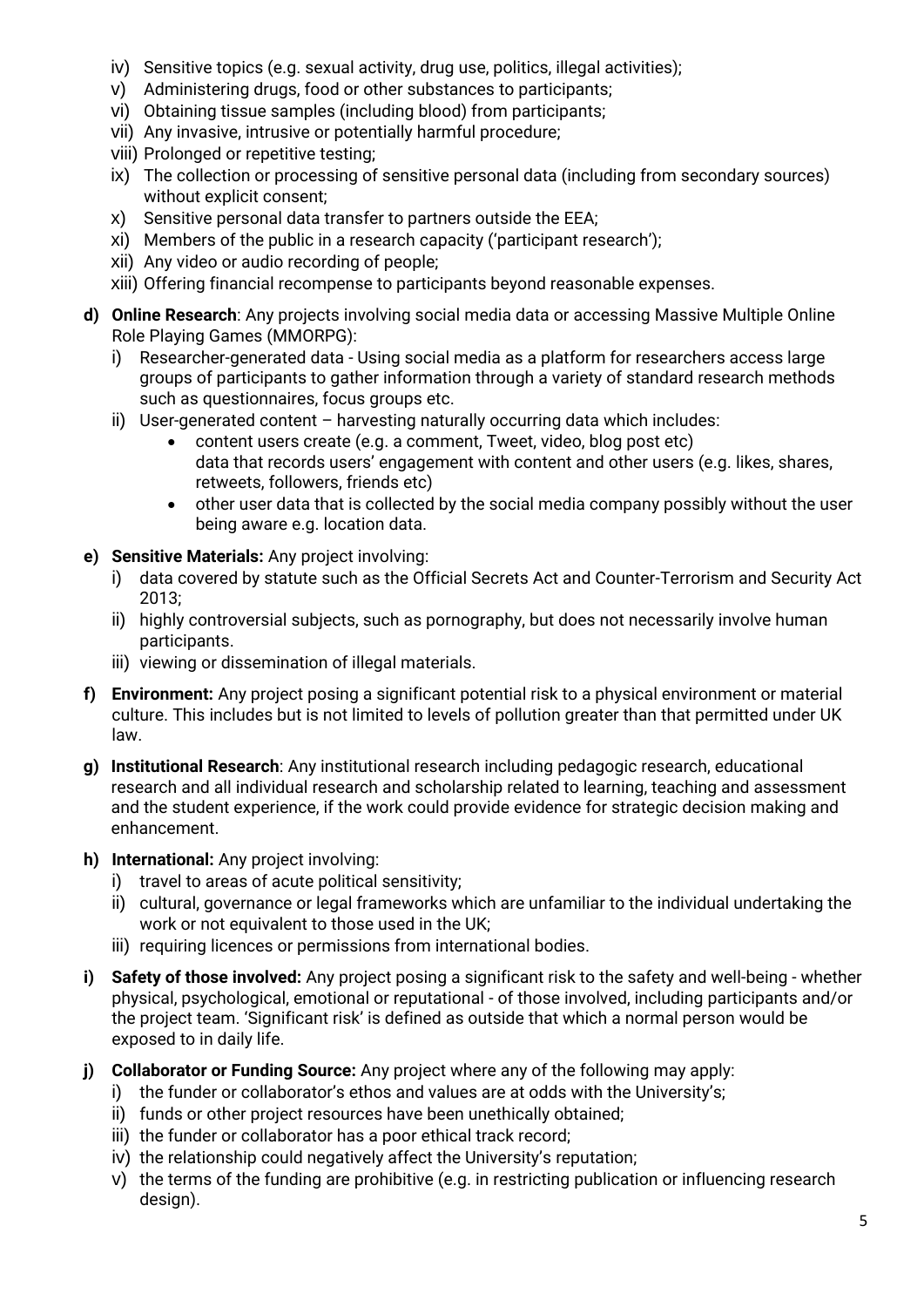iv) Sensitive topics (e.g. sexual activity, drug use, politics, illegal activities);
v) Administering drugs, food or other substances to participants;
vi) Obtaining tissue samples (including blood) from participants;
vii) Any invasive, intrusive or potentially harmful procedure;
viii) Prolonged or repetitive testing;
ix) The collection or processing of sensitive personal data (including from secondary sources) without explicit consent;
x) Sensitive personal data transfer to partners outside the EEA;
xi) Members of the public in a research capacity ('participant research');
xii) Any video or audio recording of people;
xiii) Offering financial recompense to participants beyond reasonable expenses.

**d) Online Research**: Any projects involving social media data or accessing Massive Multiple Online Role Playing Games (MMORPG):

i) Researcher-generated data - Using social media as a platform for researchers access large groups of participants to gather information through a variety of standard research methods such as questionnaires, focus groups etc.
ii) User-generated content – harvesting naturally occurring data which includes:
   - content users create (e.g. a comment, Tweet, video, blog post etc) data that records users' engagement with content and other users (e.g. likes, shares, retweets, followers, friends etc)
   - other user data that is collected by the social media company possibly without the user being aware e.g. location data.

**e) Sensitive Materials:** Any project involving:

i) data covered by statute such as the Official Secrets Act and Counter-Terrorism and Security Act 2013;
ii) highly controversial subjects, such as pornography, but does not necessarily involve human participants.
iii) viewing or dissemination of illegal materials.

**f) Environment:** Any project posing a significant potential risk to a physical environment or material culture. This includes but is not limited to levels of pollution greater than that permitted under UK law.

**g) Institutional Research**: Any institutional research including pedagogic research, educational research and all individual research and scholarship related to learning, teaching and assessment and the student experience, if the work could provide evidence for strategic decision making and enhancement.

**h) International:** Any project involving:

i) travel to areas of acute political sensitivity;
ii) cultural, governance or legal frameworks which are unfamiliar to the individual undertaking the work or not equivalent to those used in the UK;
iii) requiring licences or permissions from international bodies.

**i) Safety of those involved:** Any project posing a significant risk to the safety and well-being - whether physical, psychological, emotional or reputational - of those involved, including participants and/or the project team. 'Significant risk' is defined as outside that which a normal person would be exposed to in daily life.

**j) Collaborator or Funding Source:** Any project where any of the following may apply:

i) the funder or collaborator's ethos and values are at odds with the University's;
ii) funds or other project resources have been unethically obtained;
iii) the funder or collaborator has a poor ethical track record;
iv) the relationship could negatively affect the University's reputation;
v) the terms of the funding are prohibitive (e.g. in restricting publication or influencing research design).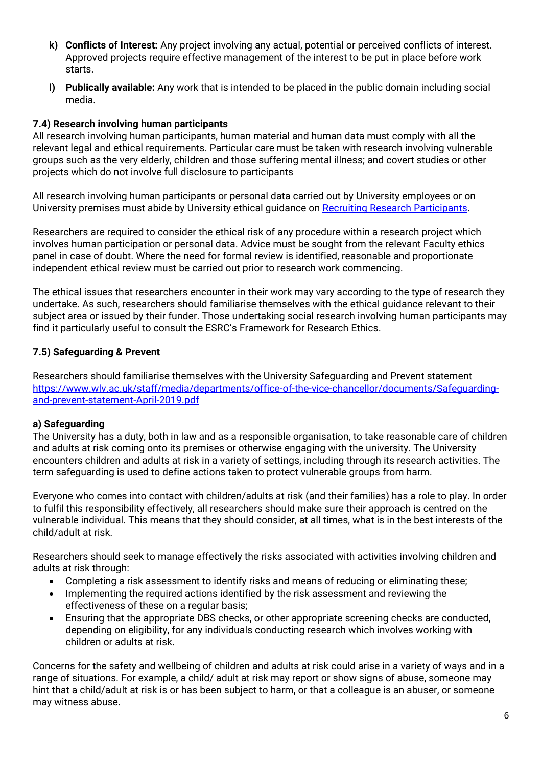- **k) Conflicts of Interest:** Any project involving any actual, potential or perceived conflicts of interest. Approved projects require effective management of the interest to be put in place before work starts.
- **l) Publically available:** Any work that is intended to be placed in the public domain including social media.

### 7.4) Research involving human participants

All research involving human participants, human material and human data must comply with all the relevant legal and ethical requirements. Particular care must be taken with research involving vulnerable groups such as the very elderly, children and those suffering mental illness; and covert studies or other projects which do not involve full disclosure to participants

All research involving human participants or personal data carried out by University employees or on University premises must abide by University ethical guidance on Recruiting Research Participants.

Researchers are required to consider the ethical risk of any procedure within a research project which involves human participation or personal data. Advice must be sought from the relevant Faculty ethics panel in case of doubt. Where the need for formal review is identified, reasonable and proportionate independent ethical review must be carried out prior to research work commencing.

The ethical issues that researchers encounter in their work may vary according to the type of research they undertake. As such, researchers should familiarise themselves with the ethical guidance relevant to their subject area or issued by their funder. Those undertaking social research involving human participants may find it particularly useful to consult the ESRC's Framework for Research Ethics.

### 7.5) Safeguarding & Prevent

Researchers should familiarise themselves with the University Safeguarding and Prevent statement https://www.wlv.ac.uk/staff/media/departments/office-of-the-vice-chancellor/documents/Safeguarding-and-prevent-statement-April-2019.pdf

#### a) Safeguarding

The University has a duty, both in law and as a responsible organisation, to take reasonable care of children and adults at risk coming onto its premises or otherwise engaging with the university. The University encounters children and adults at risk in a variety of settings, including through its research activities. The term safeguarding is used to define actions taken to protect vulnerable groups from harm.

Everyone who comes into contact with children/adults at risk (and their families) has a role to play. In order to fulfil this responsibility effectively, all researchers should make sure their approach is centred on the vulnerable individual. This means that they should consider, at all times, what is in the best interests of the child/adult at risk.

Researchers should seek to manage effectively the risks associated with activities involving children and adults at risk through:

- Completing a risk assessment to identify risks and means of reducing or eliminating these;
- Implementing the required actions identified by the risk assessment and reviewing the effectiveness of these on a regular basis;
- Ensuring that the appropriate DBS checks, or other appropriate screening checks are conducted, depending on eligibility, for any individuals conducting research which involves working with children or adults at risk.

Concerns for the safety and wellbeing of children and adults at risk could arise in a variety of ways and in a range of situations. For example, a child/ adult at risk may report or show signs of abuse, someone may hint that a child/adult at risk is or has been subject to harm, or that a colleague is an abuser, or someone may witness abuse.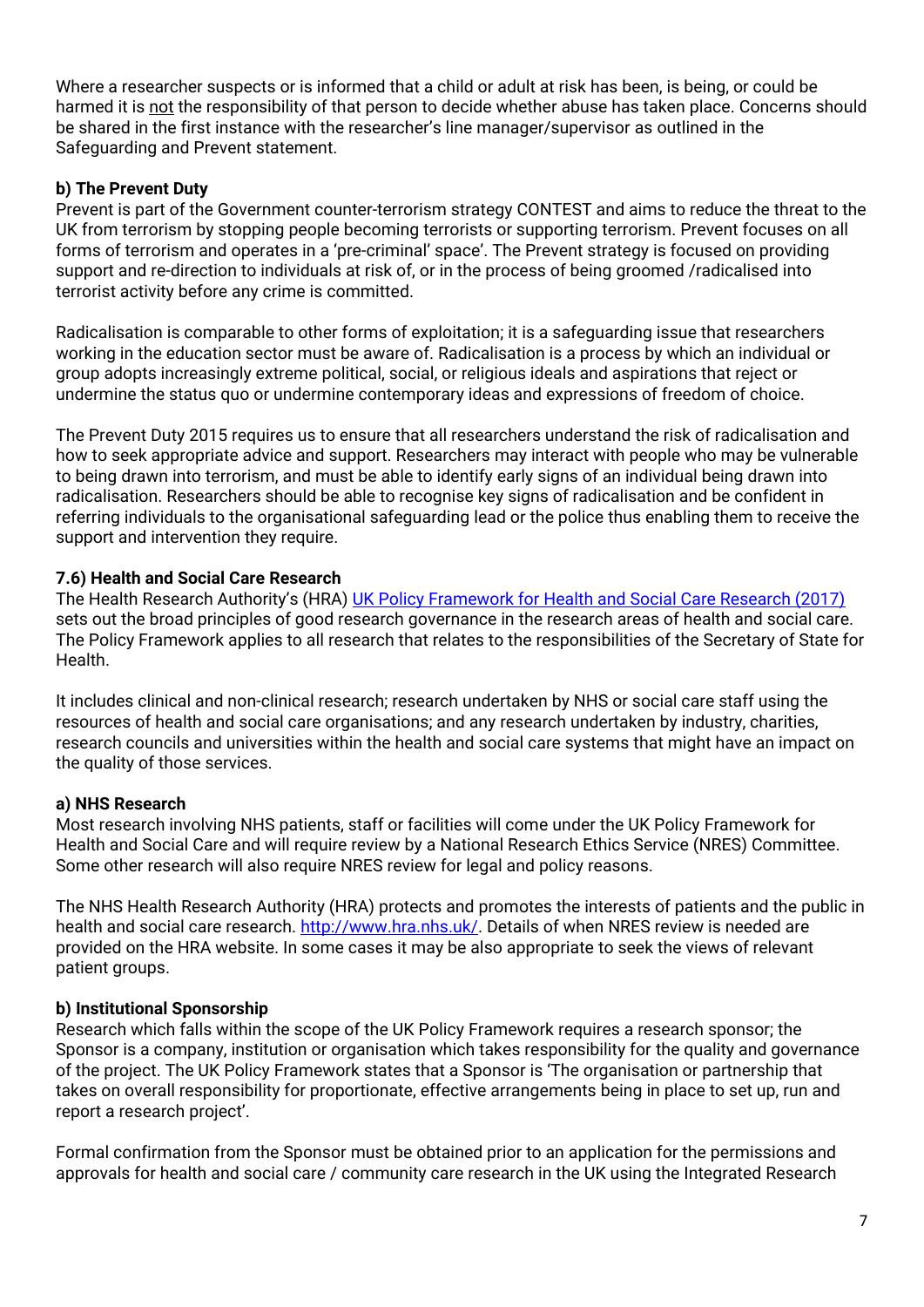Where a researcher suspects or is informed that a child or adult at risk has been, is being, or could be harmed it is not the responsibility of that person to decide whether abuse has taken place. Concerns should be shared in the first instance with the researcher's line manager/supervisor as outlined in the Safeguarding and Prevent statement.

**b) The Prevent Duty**

Prevent is part of the Government counter-terrorism strategy CONTEST and aims to reduce the threat to the UK from terrorism by stopping people becoming terrorists or supporting terrorism. Prevent focuses on all forms of terrorism and operates in a 'pre-criminal' space'. The Prevent strategy is focused on providing support and re-direction to individuals at risk of, or in the process of being groomed /radicalised into terrorist activity before any crime is committed.

Radicalisation is comparable to other forms of exploitation; it is a safeguarding issue that researchers working in the education sector must be aware of. Radicalisation is a process by which an individual or group adopts increasingly extreme political, social, or religious ideals and aspirations that reject or undermine the status quo or undermine contemporary ideas and expressions of freedom of choice.

The Prevent Duty 2015 requires us to ensure that all researchers understand the risk of radicalisation and how to seek appropriate advice and support. Researchers may interact with people who may be vulnerable to being drawn into terrorism, and must be able to identify early signs of an individual being drawn into radicalisation. Researchers should be able to recognise key signs of radicalisation and be confident in referring individuals to the organisational safeguarding lead or the police thus enabling them to receive the support and intervention they require.

**7.6) Health and Social Care Research**

The Health Research Authority's (HRA) [UK Policy Framework for Health and Social Care Research (2017)] sets out the broad principles of good research governance in the research areas of health and social care. The Policy Framework applies to all research that relates to the responsibilities of the Secretary of State for Health.

It includes clinical and non-clinical research; research undertaken by NHS or social care staff using the resources of health and social care organisations; and any research undertaken by industry, charities, research councils and universities within the health and social care systems that might have an impact on the quality of those services.

**a) NHS Research**

Most research involving NHS patients, staff or facilities will come under the UK Policy Framework for Health and Social Care and will require review by a National Research Ethics Service (NRES) Committee. Some other research will also require NRES review for legal and policy reasons.

The NHS Health Research Authority (HRA) protects and promotes the interests of patients and the public in health and social care research. http://www.hra.nhs.uk/. Details of when NRES review is needed are provided on the HRA website. In some cases it may be also appropriate to seek the views of relevant patient groups.

**b) Institutional Sponsorship**

Research which falls within the scope of the UK Policy Framework requires a research sponsor; the Sponsor is a company, institution or organisation which takes responsibility for the quality and governance of the project. The UK Policy Framework states that a Sponsor is 'The organisation or partnership that takes on overall responsibility for proportionate, effective arrangements being in place to set up, run and report a research project'.

Formal confirmation from the Sponsor must be obtained prior to an application for the permissions and approvals for health and social care / community care research in the UK using the Integrated Research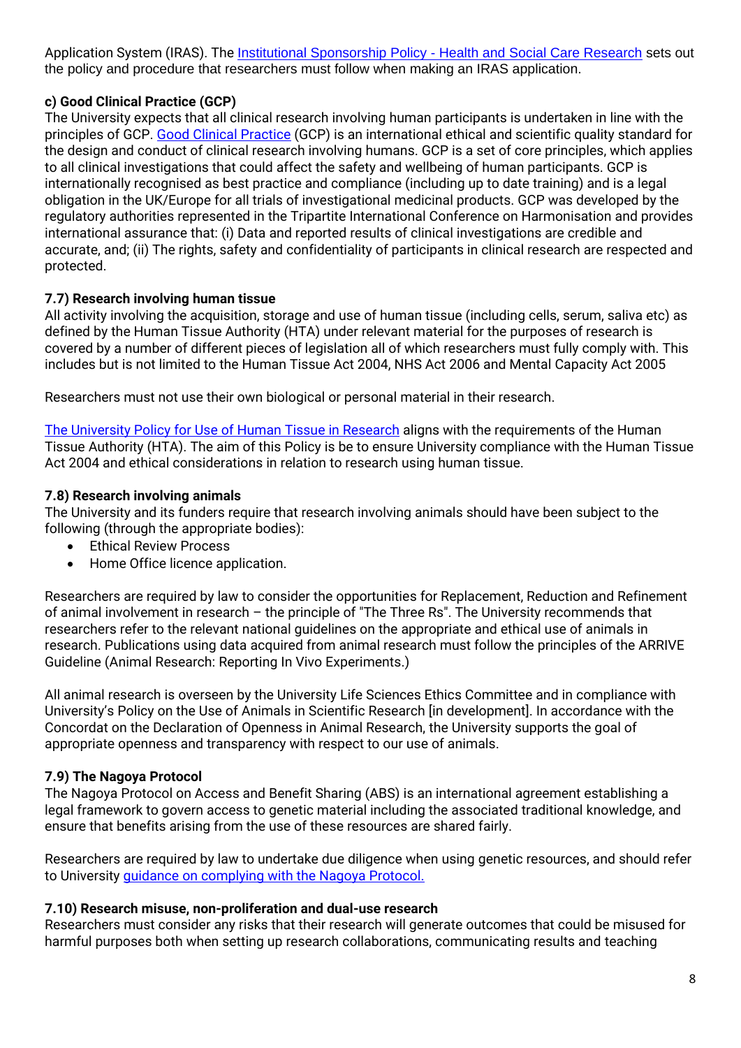Application System (IRAS). The [Institutional Sponsorship Policy - Health and Social Care Research]() sets out the policy and procedure that researchers must follow when making an IRAS application.

**c) Good Clinical Practice (GCP)**

The University expects that all clinical research involving human participants is undertaken in line with the principles of GCP. [Good Clinical Practice]() (GCP) is an international ethical and scientific quality standard for the design and conduct of clinical research involving humans. GCP is a set of core principles, which applies to all clinical investigations that could affect the safety and wellbeing of human participants. GCP is internationally recognised as best practice and compliance (including up to date training) and is a legal obligation in the UK/Europe for all trials of investigational medicinal products. GCP was developed by the regulatory authorities represented in the Tripartite International Conference on Harmonisation and provides international assurance that: (i) Data and reported results of clinical investigations are credible and accurate, and; (ii) The rights, safety and confidentiality of participants in clinical research are respected and protected.

**7.7) Research involving human tissue**

All activity involving the acquisition, storage and use of human tissue (including cells, serum, saliva etc) as defined by the Human Tissue Authority (HTA) under relevant material for the purposes of research is covered by a number of different pieces of legislation all of which researchers must fully comply with. This includes but is not limited to the Human Tissue Act 2004, NHS Act 2006 and Mental Capacity Act 2005

Researchers must not use their own biological or personal material in their research.

[The University Policy for Use of Human Tissue in Research]() aligns with the requirements of the Human Tissue Authority (HTA). The aim of this Policy is be to ensure University compliance with the Human Tissue Act 2004 and ethical considerations in relation to research using human tissue.

**7.8) Research involving animals**

The University and its funders require that research involving animals should have been subject to the following (through the appropriate bodies):

- Ethical Review Process
- Home Office licence application.

Researchers are required by law to consider the opportunities for Replacement, Reduction and Refinement of animal involvement in research – the principle of "The Three Rs". The University recommends that researchers refer to the relevant national guidelines on the appropriate and ethical use of animals in research. Publications using data acquired from animal research must follow the principles of the ARRIVE Guideline (Animal Research: Reporting In Vivo Experiments.)

All animal research is overseen by the University Life Sciences Ethics Committee and in compliance with University's Policy on the Use of Animals in Scientific Research [in development]. In accordance with the Concordat on the Declaration of Openness in Animal Research, the University supports the goal of appropriate openness and transparency with respect to our use of animals.

**7.9) The Nagoya Protocol**

The Nagoya Protocol on Access and Benefit Sharing (ABS) is an international agreement establishing a legal framework to govern access to genetic material including the associated traditional knowledge, and ensure that benefits arising from the use of these resources are shared fairly.

Researchers are required by law to undertake due diligence when using genetic resources, and should refer to University [guidance on complying with the Nagoya Protocol.]()

**7.10) Research misuse, non-proliferation and dual-use research**

Researchers must consider any risks that their research will generate outcomes that could be misused for harmful purposes both when setting up research collaborations, communicating results and teaching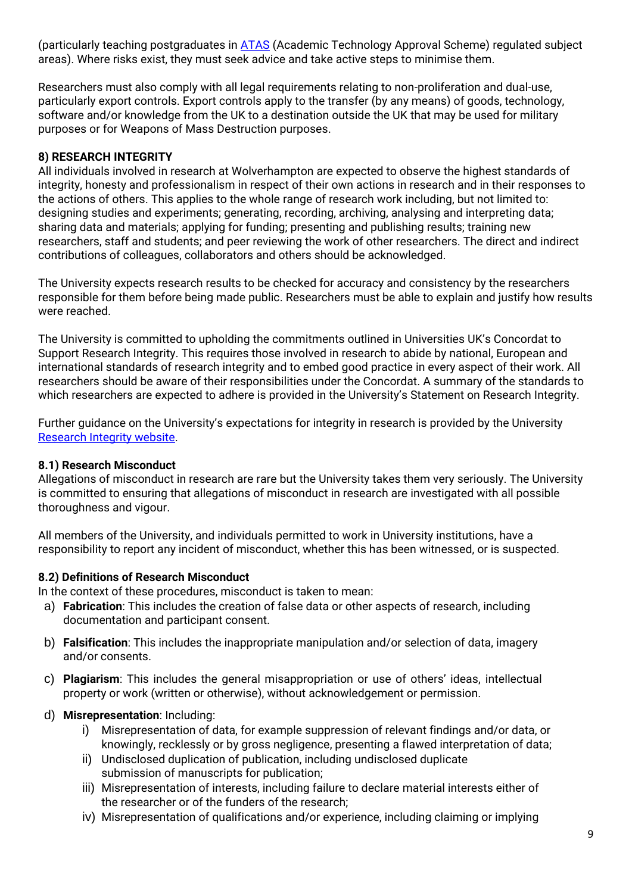(particularly teaching postgraduates in [ATAS](ATAS) (Academic Technology Approval Scheme) regulated subject areas). Where risks exist, they must seek advice and take active steps to minimise them.

Researchers must also comply with all legal requirements relating to non-proliferation and dual-use, particularly export controls. Export controls apply to the transfer (by any means) of goods, technology, software and/or knowledge from the UK to a destination outside the UK that may be used for military purposes or for Weapons of Mass Destruction purposes.

### 8) RESEARCH INTEGRITY

All individuals involved in research at Wolverhampton are expected to observe the highest standards of integrity, honesty and professionalism in respect of their own actions in research and in their responses to the actions of others. This applies to the whole range of research work including, but not limited to: designing studies and experiments; generating, recording, archiving, analysing and interpreting data; sharing data and materials; applying for funding; presenting and publishing results; training new researchers, staff and students; and peer reviewing the work of other researchers. The direct and indirect contributions of colleagues, collaborators and others should be acknowledged.

The University expects research results to be checked for accuracy and consistency by the researchers responsible for them before being made public. Researchers must be able to explain and justify how results were reached.

The University is committed to upholding the commitments outlined in Universities UK's Concordat to Support Research Integrity. This requires those involved in research to abide by national, European and international standards of research integrity and to embed good practice in every aspect of their work. All researchers should be aware of their responsibilities under the Concordat. A summary of the standards to which researchers are expected to adhere is provided in the University's Statement on Research Integrity.

Further guidance on the University's expectations for integrity in research is provided by the University [Research Integrity website](Research Integrity website).

#### 8.1) Research Misconduct

Allegations of misconduct in research are rare but the University takes them very seriously. The University is committed to ensuring that allegations of misconduct in research are investigated with all possible thoroughness and vigour.

All members of the University, and individuals permitted to work in University institutions, have a responsibility to report any incident of misconduct, whether this has been witnessed, or is suspected.

#### 8.2) Definitions of Research Misconduct

In the context of these procedures, misconduct is taken to mean:

a) **Fabrication**: This includes the creation of false data or other aspects of research, including documentation and participant consent.

b) **Falsification**: This includes the inappropriate manipulation and/or selection of data, imagery and/or consents.

c) **Plagiarism**: This includes the general misappropriation or use of others' ideas, intellectual property or work (written or otherwise), without acknowledgement or permission.

d) **Misrepresentation**: Including:

   i) Misrepresentation of data, for example suppression of relevant findings and/or data, or knowingly, recklessly or by gross negligence, presenting a flawed interpretation of data;
   
   ii) Undisclosed duplication of publication, including undisclosed duplicate submission of manuscripts for publication;
   
   iii) Misrepresentation of interests, including failure to declare material interests either of the researcher or of the funders of the research;
   
   iv) Misrepresentation of qualifications and/or experience, including claiming or implying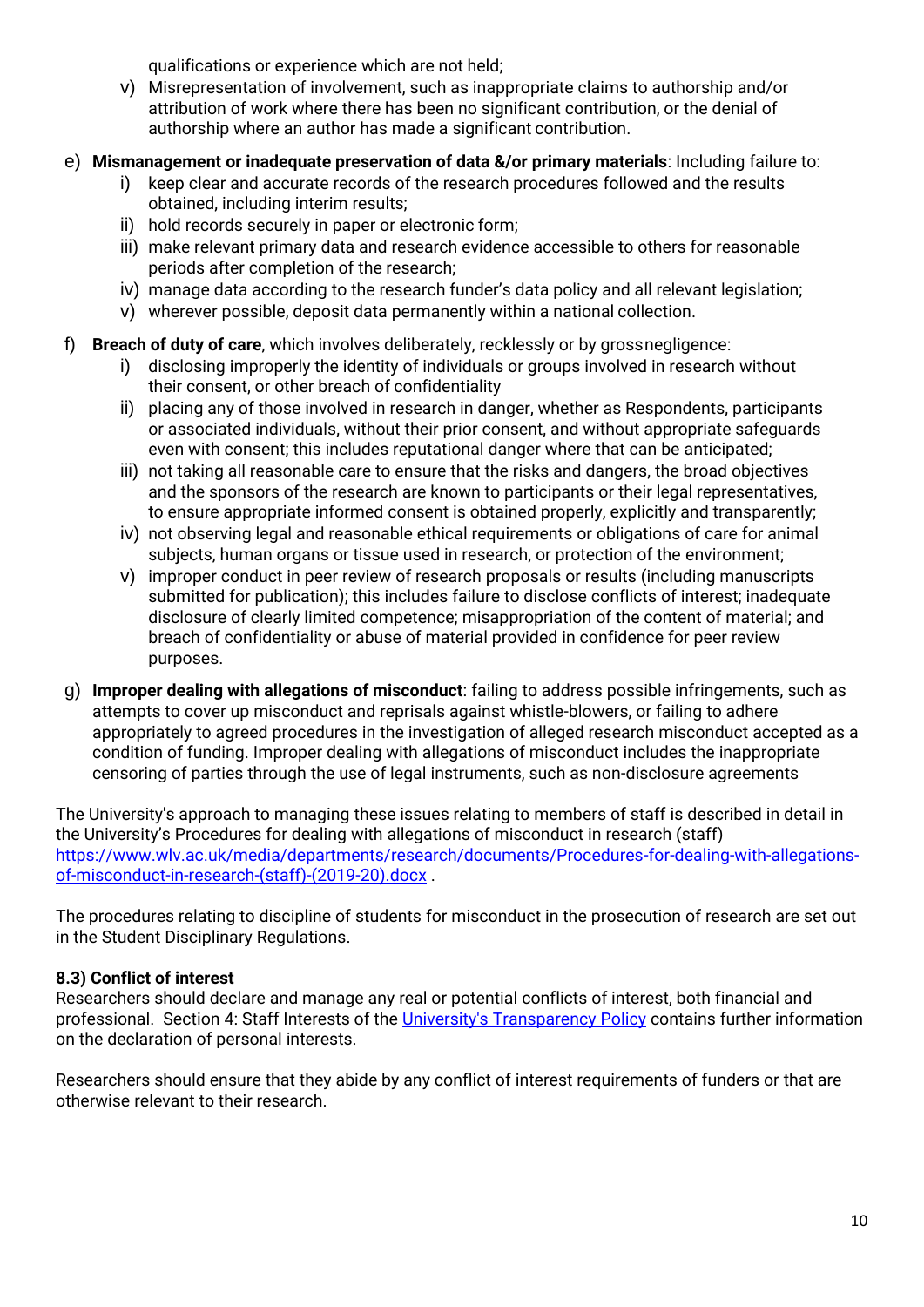qualifications or experience which are not held;

v) Misrepresentation of involvement, such as inappropriate claims to authorship and/or attribution of work where there has been no significant contribution, or the denial of authorship where an author has made a significant contribution.

e) **Mismanagement or inadequate preservation of data &/or primary materials**: Including failure to:

i) keep clear and accurate records of the research procedures followed and the results obtained, including interim results;

ii) hold records securely in paper or electronic form;

iii) make relevant primary data and research evidence accessible to others for reasonable periods after completion of the research;

iv) manage data according to the research funder's data policy and all relevant legislation;

v) wherever possible, deposit data permanently within a national collection.

f) **Breach of duty of care**, which involves deliberately, recklessly or by grossnegligence:

i) disclosing improperly the identity of individuals or groups involved in research without their consent, or other breach of confidentiality

ii) placing any of those involved in research in danger, whether as Respondents, participants or associated individuals, without their prior consent, and without appropriate safeguards even with consent; this includes reputational danger where that can be anticipated;

iii) not taking all reasonable care to ensure that the risks and dangers, the broad objectives and the sponsors of the research are known to participants or their legal representatives, to ensure appropriate informed consent is obtained properly, explicitly and transparently;

iv) not observing legal and reasonable ethical requirements or obligations of care for animal subjects, human organs or tissue used in research, or protection of the environment;

v) improper conduct in peer review of research proposals or results (including manuscripts submitted for publication); this includes failure to disclose conflicts of interest; inadequate disclosure of clearly limited competence; misappropriation of the content of material; and breach of confidentiality or abuse of material provided in confidence for peer review purposes.

g) **Improper dealing with allegations of misconduct**: failing to address possible infringements, such as attempts to cover up misconduct and reprisals against whistle-blowers, or failing to adhere appropriately to agreed procedures in the investigation of alleged research misconduct accepted as a condition of funding. Improper dealing with allegations of misconduct includes the inappropriate censoring of parties through the use of legal instruments, such as non-disclosure agreements

The University's approach to managing these issues relating to members of staff is described in detail in the University's Procedures for dealing with allegations of misconduct in research (staff) [https://www.wlv.ac.uk/media/departments/research/documents/Procedures-for-dealing-with-allegations-of-misconduct-in-research-(staff)-(2019-20).docx](https://www.wlv.ac.uk/media/departments/research/documents/Procedures-for-dealing-with-allegations-of-misconduct-in-research-(staff)-(2019-20).docx) .

The procedures relating to discipline of students for misconduct in the prosecution of research are set out in the Student Disciplinary Regulations.

### 8.3) Conflict of interest

Researchers should declare and manage any real or potential conflicts of interest, both financial and professional. Section 4: Staff Interests of the University's Transparency Policy contains further information on the declaration of personal interests.

Researchers should ensure that they abide by any conflict of interest requirements of funders or that are otherwise relevant to their research.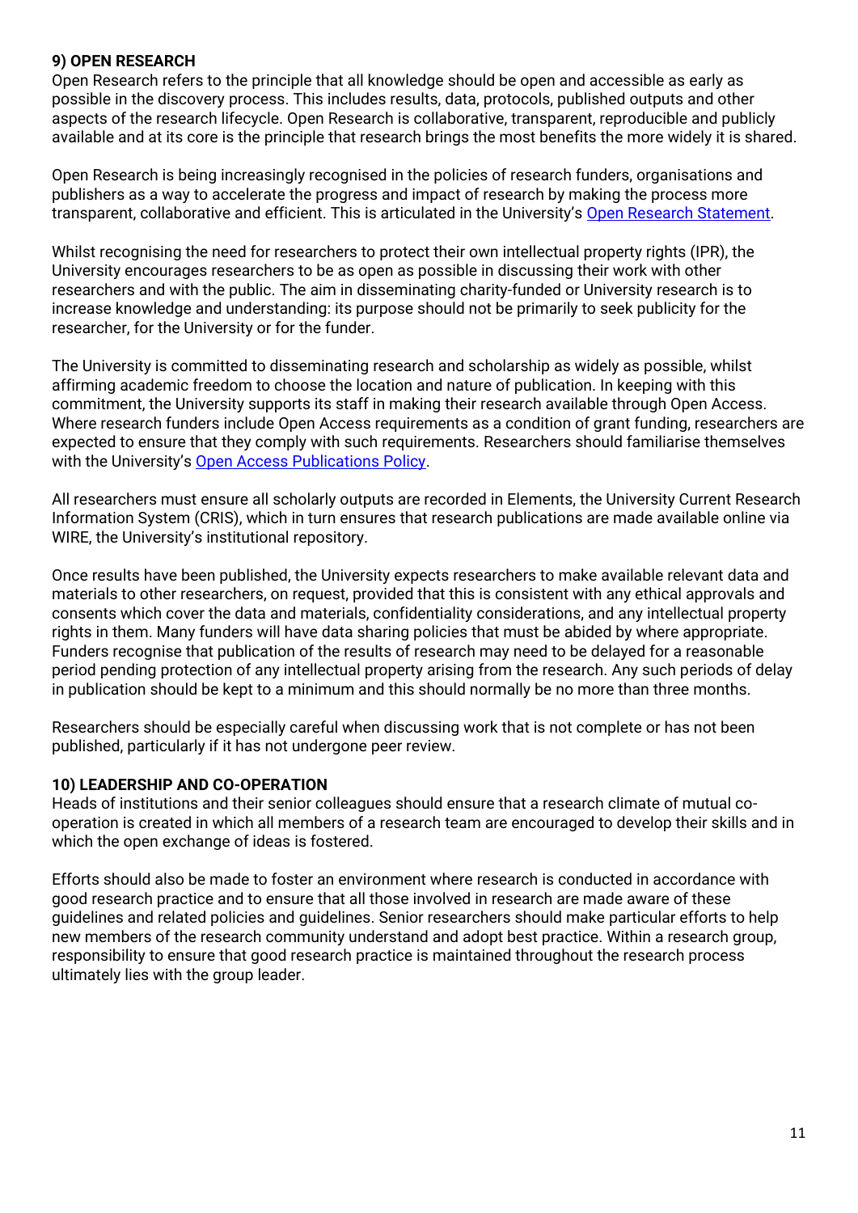## 9) OPEN RESEARCH

Open Research refers to the principle that all knowledge should be open and accessible as early as possible in the discovery process. This includes results, data, protocols, published outputs and other aspects of the research lifecycle. Open Research is collaborative, transparent, reproducible and publicly available and at its core is the principle that research brings the most benefits the more widely it is shared.

Open Research is being increasingly recognised in the policies of research funders, organisations and publishers as a way to accelerate the progress and impact of research by making the process more transparent, collaborative and efficient. This is articulated in the University's Open Research Statement.

Whilst recognising the need for researchers to protect their own intellectual property rights (IPR), the University encourages researchers to be as open as possible in discussing their work with other researchers and with the public. The aim in disseminating charity-funded or University research is to increase knowledge and understanding: its purpose should not be primarily to seek publicity for the researcher, for the University or for the funder.

The University is committed to disseminating research and scholarship as widely as possible, whilst affirming academic freedom to choose the location and nature of publication. In keeping with this commitment, the University supports its staff in making their research available through Open Access. Where research funders include Open Access requirements as a condition of grant funding, researchers are expected to ensure that they comply with such requirements. Researchers should familiarise themselves with the University's Open Access Publications Policy.

All researchers must ensure all scholarly outputs are recorded in Elements, the University Current Research Information System (CRIS), which in turn ensures that research publications are made available online via WIRE, the University's institutional repository.

Once results have been published, the University expects researchers to make available relevant data and materials to other researchers, on request, provided that this is consistent with any ethical approvals and consents which cover the data and materials, confidentiality considerations, and any intellectual property rights in them. Many funders will have data sharing policies that must be abided by where appropriate. Funders recognise that publication of the results of research may need to be delayed for a reasonable period pending protection of any intellectual property arising from the research. Any such periods of delay in publication should be kept to a minimum and this should normally be no more than three months.

Researchers should be especially careful when discussing work that is not complete or has not been published, particularly if it has not undergone peer review.

## 10) LEADERSHIP AND CO-OPERATION

Heads of institutions and their senior colleagues should ensure that a research climate of mutual co-operation is created in which all members of a research team are encouraged to develop their skills and in which the open exchange of ideas is fostered.

Efforts should also be made to foster an environment where research is conducted in accordance with good research practice and to ensure that all those involved in research are made aware of these guidelines and related policies and guidelines. Senior researchers should make particular efforts to help new members of the research community understand and adopt best practice. Within a research group, responsibility to ensure that good research practice is maintained throughout the research process ultimately lies with the group leader.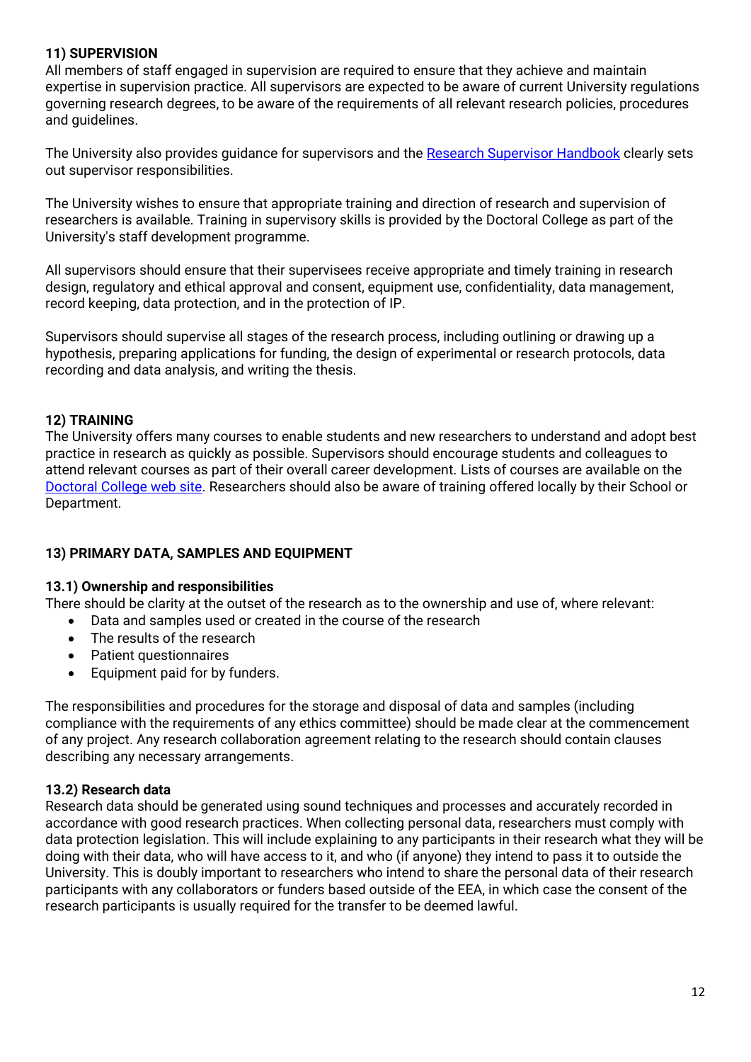## 11) SUPERVISION

All members of staff engaged in supervision are required to ensure that they achieve and maintain expertise in supervision practice. All supervisors are expected to be aware of current University regulations governing research degrees, to be aware of the requirements of all relevant research policies, procedures and guidelines.

The University also provides guidance for supervisors and the [Research Supervisor Handbook]() clearly sets out supervisor responsibilities.

The University wishes to ensure that appropriate training and direction of research and supervision of researchers is available. Training in supervisory skills is provided by the Doctoral College as part of the University's staff development programme.

All supervisors should ensure that their supervisees receive appropriate and timely training in research design, regulatory and ethical approval and consent, equipment use, confidentiality, data management, record keeping, data protection, and in the protection of IP.

Supervisors should supervise all stages of the research process, including outlining or drawing up a hypothesis, preparing applications for funding, the design of experimental or research protocols, data recording and data analysis, and writing the thesis.

## 12) TRAINING

The University offers many courses to enable students and new researchers to understand and adopt best practice in research as quickly as possible. Supervisors should encourage students and colleagues to attend relevant courses as part of their overall career development. Lists of courses are available on the [Doctoral College web site](). Researchers should also be aware of training offered locally by their School or Department.

## 13) PRIMARY DATA, SAMPLES AND EQUIPMENT

### 13.1) Ownership and responsibilities

There should be clarity at the outset of the research as to the ownership and use of, where relevant:

- Data and samples used or created in the course of the research
- The results of the research
- Patient questionnaires
- Equipment paid for by funders.

The responsibilities and procedures for the storage and disposal of data and samples (including compliance with the requirements of any ethics committee) should be made clear at the commencement of any project. Any research collaboration agreement relating to the research should contain clauses describing any necessary arrangements.

### 13.2) Research data

Research data should be generated using sound techniques and processes and accurately recorded in accordance with good research practices. When collecting personal data, researchers must comply with data protection legislation. This will include explaining to any participants in their research what they will be doing with their data, who will have access to it, and who (if anyone) they intend to pass it to outside the University. This is doubly important to researchers who intend to share the personal data of their research participants with any collaborators or funders based outside of the EEA, in which case the consent of the research participants is usually required for the transfer to be deemed lawful.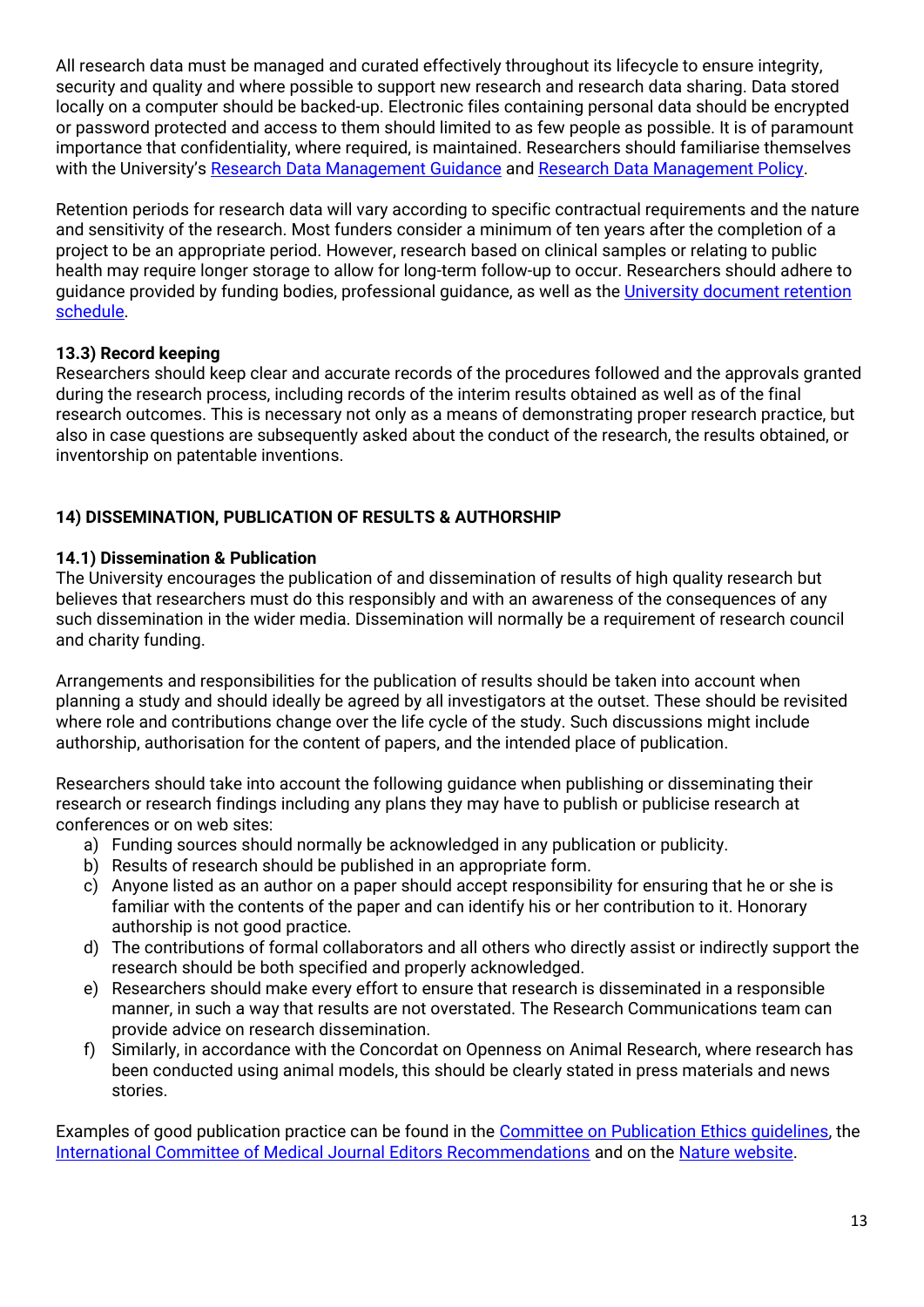All research data must be managed and curated effectively throughout its lifecycle to ensure integrity, security and quality and where possible to support new research and research data sharing. Data stored locally on a computer should be backed-up. Electronic files containing personal data should be encrypted or password protected and access to them should limited to as few people as possible. It is of paramount importance that confidentiality, where required, is maintained. Researchers should familiarise themselves with the University's Research Data Management Guidance and Research Data Management Policy.

Retention periods for research data will vary according to specific contractual requirements and the nature and sensitivity of the research. Most funders consider a minimum of ten years after the completion of a project to be an appropriate period. However, research based on clinical samples or relating to public health may require longer storage to allow for long-term follow-up to occur. Researchers should adhere to guidance provided by funding bodies, professional guidance, as well as the University document retention schedule.

### 13.3) Record keeping

Researchers should keep clear and accurate records of the procedures followed and the approvals granted during the research process, including records of the interim results obtained as well as of the final research outcomes. This is necessary not only as a means of demonstrating proper research practice, but also in case questions are subsequently asked about the conduct of the research, the results obtained, or inventorship on patentable inventions.

## 14) DISSEMINATION, PUBLICATION OF RESULTS & AUTHORSHIP

### 14.1) Dissemination & Publication

The University encourages the publication of and dissemination of results of high quality research but believes that researchers must do this responsibly and with an awareness of the consequences of any such dissemination in the wider media. Dissemination will normally be a requirement of research council and charity funding.

Arrangements and responsibilities for the publication of results should be taken into account when planning a study and should ideally be agreed by all investigators at the outset. These should be revisited where role and contributions change over the life cycle of the study. Such discussions might include authorship, authorisation for the content of papers, and the intended place of publication.

Researchers should take into account the following guidance when publishing or disseminating their research or research findings including any plans they may have to publish or publicise research at conferences or on web sites:

a) Funding sources should normally be acknowledged in any publication or publicity.
b) Results of research should be published in an appropriate form.
c) Anyone listed as an author on a paper should accept responsibility for ensuring that he or she is familiar with the contents of the paper and can identify his or her contribution to it. Honorary authorship is not good practice.
d) The contributions of formal collaborators and all others who directly assist or indirectly support the research should be both specified and properly acknowledged.
e) Researchers should make every effort to ensure that research is disseminated in a responsible manner, in such a way that results are not overstated. The Research Communications team can provide advice on research dissemination.
f) Similarly, in accordance with the Concordat on Openness on Animal Research, where research has been conducted using animal models, this should be clearly stated in press materials and news stories.

Examples of good publication practice can be found in the Committee on Publication Ethics guidelines, the International Committee of Medical Journal Editors Recommendations and on the Nature website.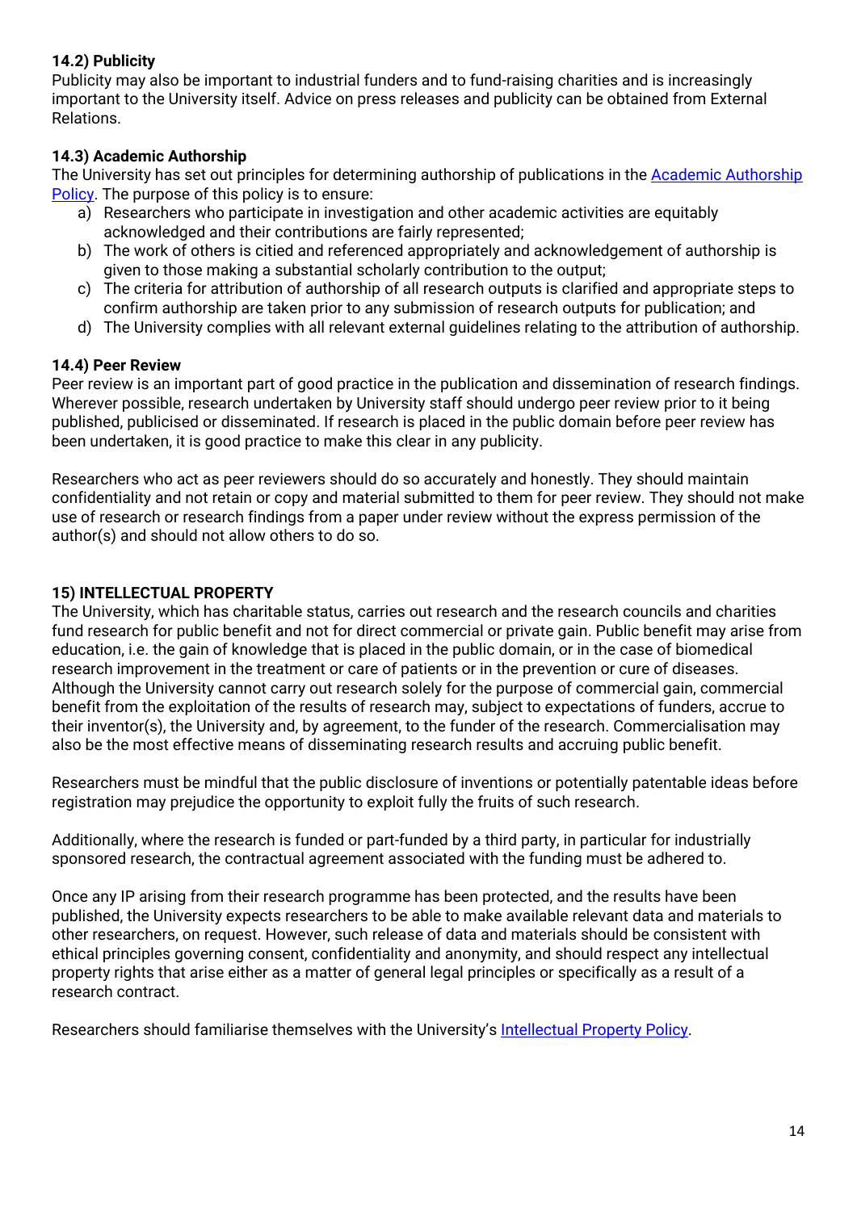### 14.2) Publicity

Publicity may also be important to industrial funders and to fund-raising charities and is increasingly important to the University itself. Advice on press releases and publicity can be obtained from External Relations.

### 14.3) Academic Authorship

The University has set out principles for determining authorship of publications in the [Academic Authorship Policy](). The purpose of this policy is to ensure:

a) Researchers who participate in investigation and other academic activities are equitably acknowledged and their contributions are fairly represented;
b) The work of others is citied and referenced appropriately and acknowledgement of authorship is given to those making a substantial scholarly contribution to the output;
c) The criteria for attribution of authorship of all research outputs is clarified and appropriate steps to confirm authorship are taken prior to any submission of research outputs for publication; and
d) The University complies with all relevant external guidelines relating to the attribution of authorship.

### 14.4) Peer Review

Peer review is an important part of good practice in the publication and dissemination of research findings. Wherever possible, research undertaken by University staff should undergo peer review prior to it being published, publicised or disseminated. If research is placed in the public domain before peer review has been undertaken, it is good practice to make this clear in any publicity.

Researchers who act as peer reviewers should do so accurately and honestly. They should maintain confidentiality and not retain or copy and material submitted to them for peer review. They should not make use of research or research findings from a paper under review without the express permission of the author(s) and should not allow others to do so.

## 15) INTELLECTUAL PROPERTY

The University, which has charitable status, carries out research and the research councils and charities fund research for public benefit and not for direct commercial or private gain. Public benefit may arise from education, i.e. the gain of knowledge that is placed in the public domain, or in the case of biomedical research improvement in the treatment or care of patients or in the prevention or cure of diseases. Although the University cannot carry out research solely for the purpose of commercial gain, commercial benefit from the exploitation of the results of research may, subject to expectations of funders, accrue to their inventor(s), the University and, by agreement, to the funder of the research. Commercialisation may also be the most effective means of disseminating research results and accruing public benefit.

Researchers must be mindful that the public disclosure of inventions or potentially patentable ideas before registration may prejudice the opportunity to exploit fully the fruits of such research.

Additionally, where the research is funded or part-funded by a third party, in particular for industrially sponsored research, the contractual agreement associated with the funding must be adhered to.

Once any IP arising from their research programme has been protected, and the results have been published, the University expects researchers to be able to make available relevant data and materials to other researchers, on request. However, such release of data and materials should be consistent with ethical principles governing consent, confidentiality and anonymity, and should respect any intellectual property rights that arise either as a matter of general legal principles or specifically as a result of a research contract.

Researchers should familiarise themselves with the University's [Intellectual Property Policy]().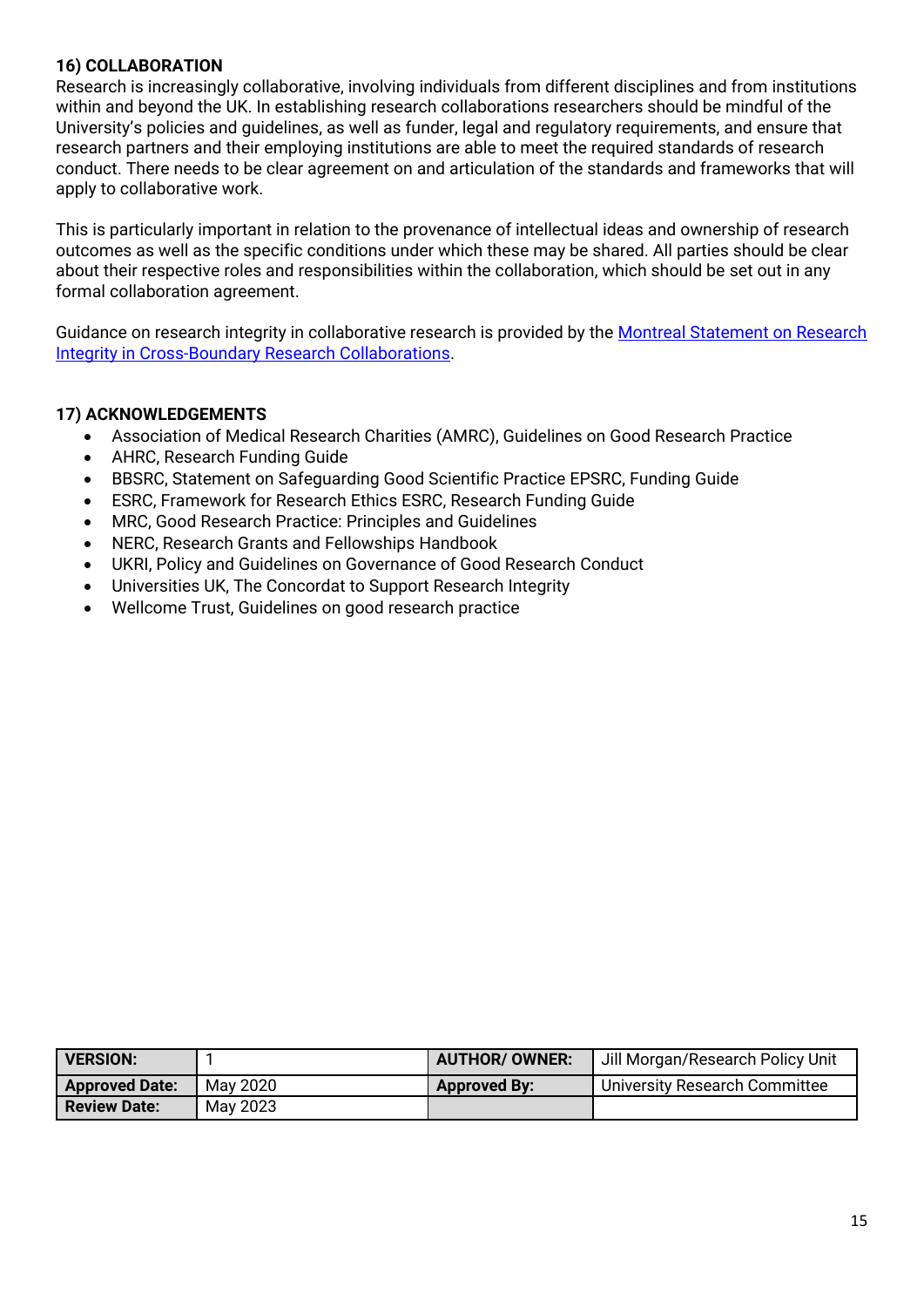### 16) COLLABORATION

Research is increasingly collaborative, involving individuals from different disciplines and from institutions within and beyond the UK. In establishing research collaborations researchers should be mindful of the University's policies and guidelines, as well as funder, legal and regulatory requirements, and ensure that research partners and their employing institutions are able to meet the required standards of research conduct. There needs to be clear agreement on and articulation of the standards and frameworks that will apply to collaborative work.

This is particularly important in relation to the provenance of intellectual ideas and ownership of research outcomes as well as the specific conditions under which these may be shared. All parties should be clear about their respective roles and responsibilities within the collaboration, which should be set out in any formal collaboration agreement.

Guidance on research integrity in collaborative research is provided by the [Montreal Statement on Research Integrity in Cross-Boundary Research Collaborations](#).

### 17) ACKNOWLEDGEMENTS

- Association of Medical Research Charities (AMRC), Guidelines on Good Research Practice
- AHRC, Research Funding Guide
- BBSRC, Statement on Safeguarding Good Scientific Practice EPSRC, Funding Guide
- ESRC, Framework for Research Ethics ESRC, Research Funding Guide
- MRC, Good Research Practice: Principles and Guidelines
- NERC, Research Grants and Fellowships Handbook
- UKRI, Policy and Guidelines on Governance of Good Research Conduct
- Universities UK, The Concordat to Support Research Integrity
- Wellcome Trust, Guidelines on good research practice

| | | | |
|---|---|---|---|
| **VERSION:** | 1 | **AUTHOR/ OWNER:** | Jill Morgan/Research Policy Unit |
| **Approved Date:** | May 2020 | **Approved By:** | University Research Committee |
| **Review Date:** | May 2023 | | |